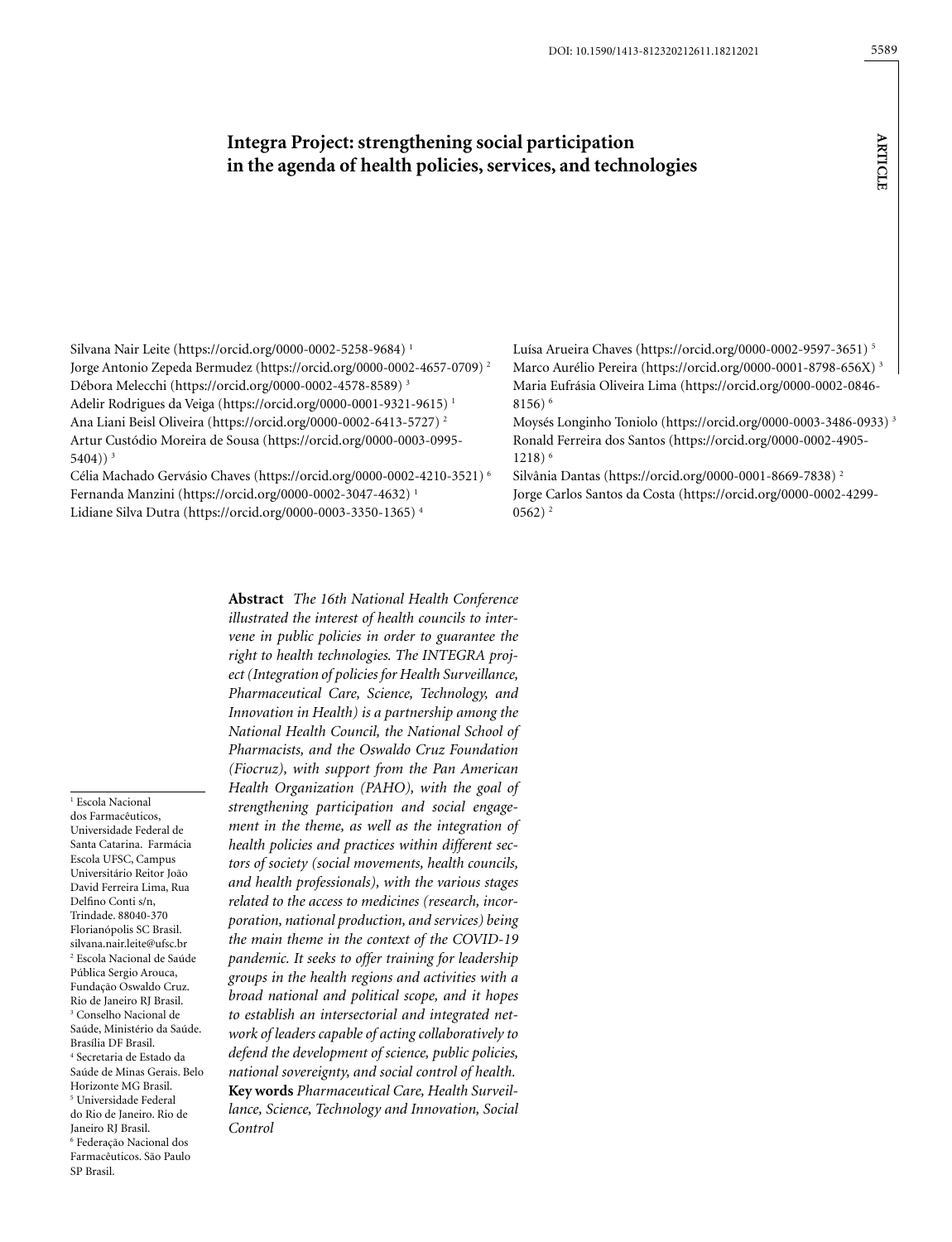# Integra Project: strengthening social participation in the agenda of health policies, services, and technologies

Silvana Nair Leite (https://orcid.org/0000-0002-5258-9684) [1]
Jorge Antonio Zepeda Bermudez (https://orcid.org/0000-0002-4657-0709) [2]
Débora Melecchi (https://orcid.org/0000-0002-4578-8589) [3]
Adelir Rodrigues da Veiga (https://orcid.org/0000-0001-9321-9615) [1]
Ana Liani Beisl Oliveira (https://orcid.org/0000-0002-6413-5727) [2]
Artur Custódio Moreira de Sousa (https://orcid.org/0000-0003-0995-5404)) [3]
Célia Machado Gervásio Chaves (https://orcid.org/0000-0002-4210-3521) [6]
Fernanda Manzini (https://orcid.org/0000-0002-3047-4632) [1]
Lidiane Silva Dutra (https://orcid.org/0000-0003-3350-1365) [4]
Luísa Arueira Chaves (https://orcid.org/0000-0002-9597-3651) [5]
Marco Aurélio Pereira (https://orcid.org/0000-0001-8798-656X) [3]
Maria Eufrásia Oliveira Lima (https://orcid.org/0000-0002-0846-8156) [6]
Moysés Longinho Toniolo (https://orcid.org/0000-0003-3486-0933) [3]
Ronald Ferreira dos Santos (https://orcid.org/0000-0002-4905-1218) [6]
Silvânia Dantas (https://orcid.org/0000-0001-8669-7838) [2]
Jorge Carlos Santos da Costa (https://orcid.org/0000-0002-4299-0562) [2]

**Abstract** *The 16th National Health Conference illustrated the interest of health councils to intervene in public policies in order to guarantee the right to health technologies. The INTEGRA project (Integration of policies for Health Surveillance, Pharmaceutical Care, Science, Technology, and Innovation in Health) is a partnership among the National Health Council, the National School of Pharmacists, and the Oswaldo Cruz Foundation (Fiocruz), with support from the Pan American Health Organization (PAHO), with the goal of strengthening participation and social engagement in the theme, as well as the integration of health policies and practices within different sectors of society (social movements, health councils, and health professionals), with the various stages related to the access to medicines (research, incorporation, national production, and services) being the main theme in the context of the COVID-19 pandemic. It seeks to offer training for leadership groups in the health regions and activities with a broad national and political scope, and it hopes to establish an intersectorial and integrated network of leaders capable of acting collaboratively to defend the development of science, public policies, national sovereignty, and social control of health.*

**Key words** *Pharmaceutical Care, Health Surveillance, Science, Technology and Innovation, Social Control*

[1] Escola Nacional dos Farmacêuticos, Universidade Federal de Santa Catarina. Farmácia Escola UFSC, Campus Universitário Reitor João David Ferreira Lima, Rua Delfino Conti s/n, Trindade. 88040-370 Florianópolis SC Brasil. silvana.nair.leite@ufsc.br
[2] Escola Nacional de Saúde Pública Sergio Arouca, Fundação Oswaldo Cruz. Rio de Janeiro RJ Brasil.
[3] Conselho Nacional de Saúde, Ministério da Saúde. Brasília DF Brasil.
[4] Secretaria de Estado da Saúde de Minas Gerais. Belo Horizonte MG Brasil.
[5] Universidade Federal do Rio de Janeiro. Rio de Janeiro RJ Brasil.
[6] Federação Nacional dos Farmacêuticos. São Paulo SP Brasil.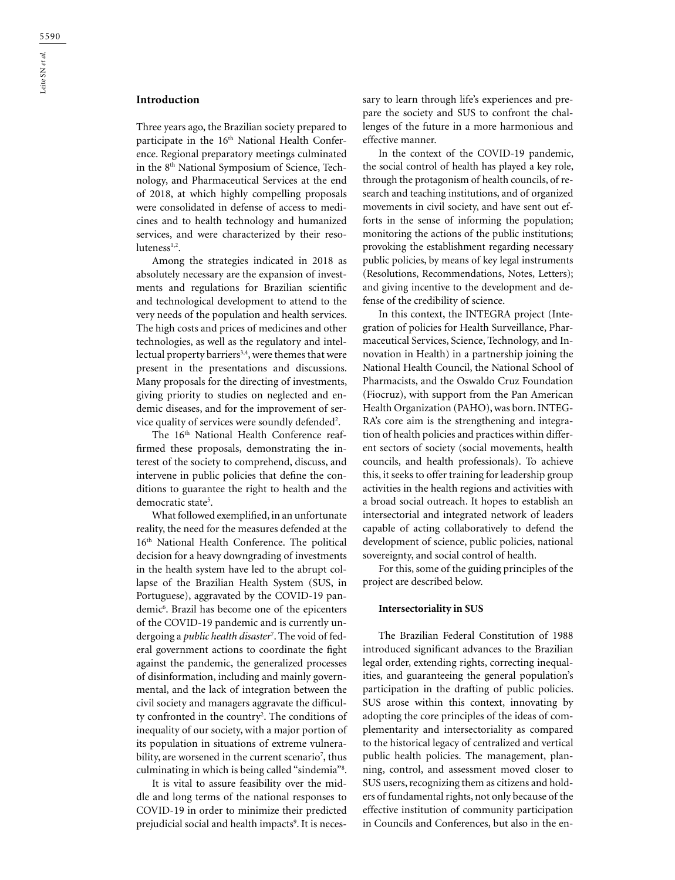## Introduction

Three years ago, the Brazilian society prepared to participate in the 16th National Health Conference. Regional preparatory meetings culminated in the 8th National Symposium of Science, Technology, and Pharmaceutical Services at the end of 2018, at which highly compelling proposals were consolidated in defense of access to medicines and to health technology and humanized services, and were characterized by their resoluteness[1,2].

Among the strategies indicated in 2018 as absolutely necessary are the expansion of investments and regulations for Brazilian scientific and technological development to attend to the very needs of the population and health services. The high costs and prices of medicines and other technologies, as well as the regulatory and intellectual property barriers[3,4], were themes that were present in the presentations and discussions. Many proposals for the directing of investments, giving priority to studies on neglected and endemic diseases, and for the improvement of service quality of services were soundly defended[2].

The 16th National Health Conference reaffirmed these proposals, demonstrating the interest of the society to comprehend, discuss, and intervene in public policies that define the conditions to guarantee the right to health and the democratic state[5].

What followed exemplified, in an unfortunate reality, the need for the measures defended at the 16th National Health Conference. The political decision for a heavy downgrading of investments in the health system have led to the abrupt collapse of the Brazilian Health System (SUS, in Portuguese), aggravated by the COVID-19 pandemic[6]. Brazil has become one of the epicenters of the COVID-19 pandemic and is currently undergoing a *public health disaster*[7]. The void of federal government actions to coordinate the fight against the pandemic, the generalized processes of disinformation, including and mainly governmental, and the lack of integration between the civil society and managers aggravate the difficulty confronted in the country[2]. The conditions of inequality of our society, with a major portion of its population in situations of extreme vulnerability, are worsened in the current scenario[7], thus culminating in which is being called "sindemia"[8].

It is vital to assure feasibility over the middle and long terms of the national responses to COVID-19 in order to minimize their predicted prejudicial social and health impacts[9]. It is necessary to learn through life's experiences and prepare the society and SUS to confront the challenges of the future in a more harmonious and effective manner.

In the context of the COVID-19 pandemic, the social control of health has played a key role, through the protagonism of health councils, of research and teaching institutions, and of organized movements in civil society, and have sent out efforts in the sense of informing the population; monitoring the actions of the public institutions; provoking the establishment regarding necessary public policies, by means of key legal instruments (Resolutions, Recommendations, Notes, Letters); and giving incentive to the development and defense of the credibility of science.

In this context, the INTEGRA project (Integration of policies for Health Surveillance, Pharmaceutical Services, Science, Technology, and Innovation in Health) in a partnership joining the National Health Council, the National School of Pharmacists, and the Oswaldo Cruz Foundation (Fiocruz), with support from the Pan American Health Organization (PAHO), was born. INTEGRA's core aim is the strengthening and integration of health policies and practices within different sectors of society (social movements, health councils, and health professionals). To achieve this, it seeks to offer training for leadership group activities in the health regions and activities with a broad social outreach. It hopes to establish an intersectorial and integrated network of leaders capable of acting collaboratively to defend the development of science, public policies, national sovereignty, and social control of health.

For this, some of the guiding principles of the project are described below.

### Intersectoriality in SUS

The Brazilian Federal Constitution of 1988 introduced significant advances to the Brazilian legal order, extending rights, correcting inequalities, and guaranteeing the general population's participation in the drafting of public policies. SUS arose within this context, innovating by adopting the core principles of the ideas of complementarity and intersectoriality as compared to the historical legacy of centralized and vertical public health policies. The management, planning, control, and assessment moved closer to SUS users, recognizing them as citizens and holders of fundamental rights, not only because of the effective institution of community participation in Councils and Conferences, but also in the en-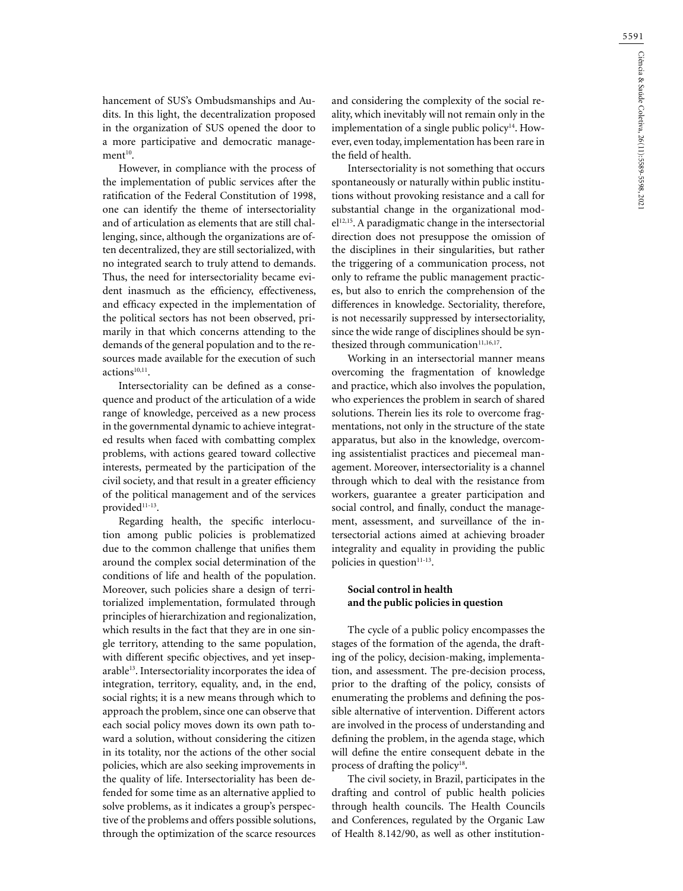hancement of SUS's Ombudsmanships and Audits. In this light, the decentralization proposed in the organization of SUS opened the door to a more participative and democratic management[10].

However, in compliance with the process of the implementation of public services after the ratification of the Federal Constitution of 1998, one can identify the theme of intersectoriality and of articulation as elements that are still challenging, since, although the organizations are often decentralized, they are still sectorialized, with no integrated search to truly attend to demands. Thus, the need for intersectoriality became evident inasmuch as the efficiency, effectiveness, and efficacy expected in the implementation of the political sectors has not been observed, primarily in that which concerns attending to the demands of the general population and to the resources made available for the execution of such actions[10,11].

Intersectoriality can be defined as a consequence and product of the articulation of a wide range of knowledge, perceived as a new process in the governmental dynamic to achieve integrated results when faced with combatting complex problems, with actions geared toward collective interests, permeated by the participation of the civil society, and that result in a greater efficiency of the political management and of the services provided[11-13].

Regarding health, the specific interlocution among public policies is problematized due to the common challenge that unifies them around the complex social determination of the conditions of life and health of the population. Moreover, such policies share a design of territorialized implementation, formulated through principles of hierarchization and regionalization, which results in the fact that they are in one single territory, attending to the same population, with different specific objectives, and yet inseparable[13]. Intersectoriality incorporates the idea of integration, territory, equality, and, in the end, social rights; it is a new means through which to approach the problem, since one can observe that each social policy moves down its own path toward a solution, without considering the citizen in its totality, nor the actions of the other social policies, which are also seeking improvements in the quality of life. Intersectoriality has been defended for some time as an alternative applied to solve problems, as it indicates a group's perspective of the problems and offers possible solutions, through the optimization of the scarce resources and considering the complexity of the social reality, which inevitably will not remain only in the implementation of a single public policy[14]. However, even today, implementation has been rare in the field of health.

Intersectoriality is not something that occurs spontaneously or naturally within public institutions without provoking resistance and a call for substantial change in the organizational model[12,15]. A paradigmatic change in the intersectorial direction does not presuppose the omission of the disciplines in their singularities, but rather the triggering of a communication process, not only to reframe the public management practices, but also to enrich the comprehension of the differences in knowledge. Sectoriality, therefore, is not necessarily suppressed by intersectoriality, since the wide range of disciplines should be synthesized through communication[11,16,17].

Working in an intersectorial manner means overcoming the fragmentation of knowledge and practice, which also involves the population, who experiences the problem in search of shared solutions. Therein lies its role to overcome fragmentations, not only in the structure of the state apparatus, but also in the knowledge, overcoming assistentialist practices and piecemeal management. Moreover, intersectoriality is a channel through which to deal with the resistance from workers, guarantee a greater participation and social control, and finally, conduct the management, assessment, and surveillance of the intersectorial actions aimed at achieving broader integrality and equality in providing the public policies in question[11-13].

## Social control in health and the public policies in question

The cycle of a public policy encompasses the stages of the formation of the agenda, the drafting of the policy, decision-making, implementation, and assessment. The pre-decision process, prior to the drafting of the policy, consists of enumerating the problems and defining the possible alternative of intervention. Different actors are involved in the process of understanding and defining the problem, in the agenda stage, which will define the entire consequent debate in the process of drafting the policy[18].

The civil society, in Brazil, participates in the drafting and control of public health policies through health councils. The Health Councils and Conferences, regulated by the Organic Law of Health 8.142/90, as well as other institution-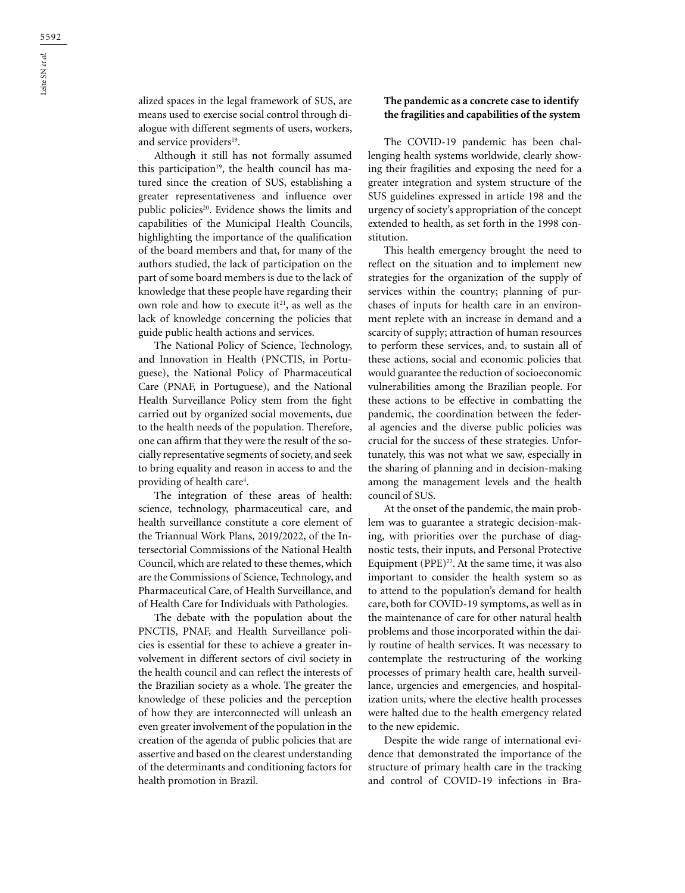alized spaces in the legal framework of SUS, are means used to exercise social control through dialogue with different segments of users, workers, and service providers[19].

Although it still has not formally assumed this participation[19], the health council has matured since the creation of SUS, establishing a greater representativeness and influence over public policies[20]. Evidence shows the limits and capabilities of the Municipal Health Councils, highlighting the importance of the qualification of the board members and that, for many of the authors studied, the lack of participation on the part of some board members is due to the lack of knowledge that these people have regarding their own role and how to execute it[21], as well as the lack of knowledge concerning the policies that guide public health actions and services.

The National Policy of Science, Technology, and Innovation in Health (PNCTIS, in Portuguese), the National Policy of Pharmaceutical Care (PNAF, in Portuguese), and the National Health Surveillance Policy stem from the fight carried out by organized social movements, due to the health needs of the population. Therefore, one can affirm that they were the result of the socially representative segments of society, and seek to bring equality and reason in access to and the providing of health care[4].

The integration of these areas of health: science, technology, pharmaceutical care, and health surveillance constitute a core element of the Triannual Work Plans, 2019/2022, of the Intersectorial Commissions of the National Health Council, which are related to these themes, which are the Commissions of Science, Technology, and Pharmaceutical Care, of Health Surveillance, and of Health Care for Individuals with Pathologies.

The debate with the population about the PNCTIS, PNAF, and Health Surveillance policies is essential for these to achieve a greater involvement in different sectors of civil society in the health council and can reflect the interests of the Brazilian society as a whole. The greater the knowledge of these policies and the perception of how they are interconnected will unleash an even greater involvement of the population in the creation of the agenda of public policies that are assertive and based on the clearest understanding of the determinants and conditioning factors for health promotion in Brazil.

**The pandemic as a concrete case to identify the fragilities and capabilities of the system**

The COVID-19 pandemic has been challenging health systems worldwide, clearly showing their fragilities and exposing the need for a greater integration and system structure of the SUS guidelines expressed in article 198 and the urgency of society's appropriation of the concept extended to health, as set forth in the 1998 constitution.

This health emergency brought the need to reflect on the situation and to implement new strategies for the organization of the supply of services within the country; planning of purchases of inputs for health care in an environment replete with an increase in demand and a scarcity of supply; attraction of human resources to perform these services, and, to sustain all of these actions, social and economic policies that would guarantee the reduction of socioeconomic vulnerabilities among the Brazilian people. For these actions to be effective in combatting the pandemic, the coordination between the federal agencies and the diverse public policies was crucial for the success of these strategies. Unfortunately, this was not what we saw, especially in the sharing of planning and in decision-making among the management levels and the health council of SUS.

At the onset of the pandemic, the main problem was to guarantee a strategic decision-making, with priorities over the purchase of diagnostic tests, their inputs, and Personal Protective Equipment (PPE)[22]. At the same time, it was also important to consider the health system so as to attend to the population's demand for health care, both for COVID-19 symptoms, as well as in the maintenance of care for other natural health problems and those incorporated within the daily routine of health services. It was necessary to contemplate the restructuring of the working processes of primary health care, health surveillance, urgencies and emergencies, and hospitalization units, where the elective health processes were halted due to the health emergency related to the new epidemic.

Despite the wide range of international evidence that demonstrated the importance of the structure of primary health care in the tracking and control of COVID-19 infections in Bra-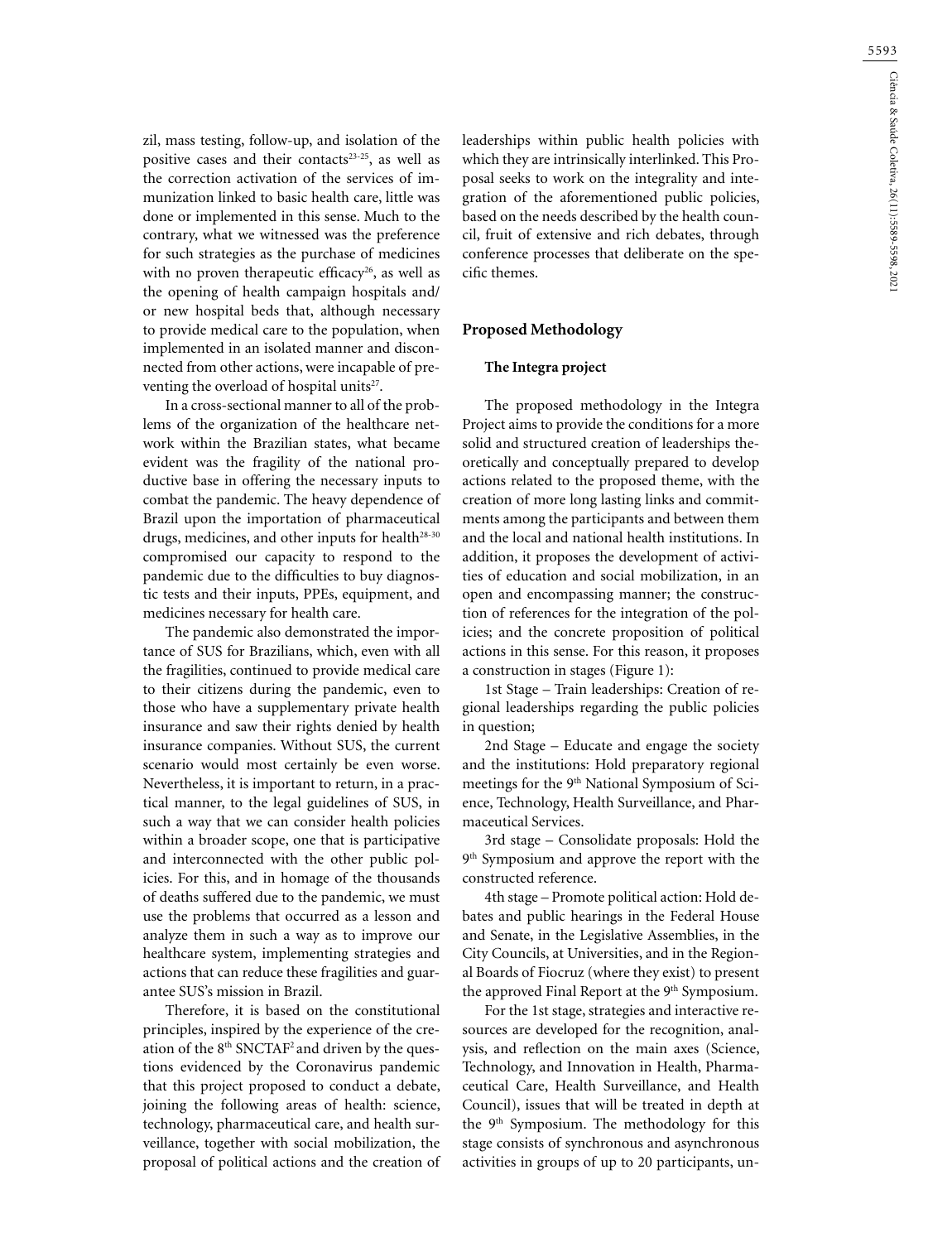zil, mass testing, follow-up, and isolation of the positive cases and their contacts[23-25], as well as the correction activation of the services of immunization linked to basic health care, little was done or implemented in this sense. Much to the contrary, what we witnessed was the preference for such strategies as the purchase of medicines with no proven therapeutic efficacy[26], as well as the opening of health campaign hospitals and/or new hospital beds that, although necessary to provide medical care to the population, when implemented in an isolated manner and disconnected from other actions, were incapable of preventing the overload of hospital units[27].

In a cross-sectional manner to all of the problems of the organization of the healthcare network within the Brazilian states, what became evident was the fragility of the national productive base in offering the necessary inputs to combat the pandemic. The heavy dependence of Brazil upon the importation of pharmaceutical drugs, medicines, and other inputs for health[28-30] compromised our capacity to respond to the pandemic due to the difficulties to buy diagnostic tests and their inputs, PPEs, equipment, and medicines necessary for health care.

The pandemic also demonstrated the importance of SUS for Brazilians, which, even with all the fragilities, continued to provide medical care to their citizens during the pandemic, even to those who have a supplementary private health insurance and saw their rights denied by health insurance companies. Without SUS, the current scenario would most certainly be even worse. Nevertheless, it is important to return, in a practical manner, to the legal guidelines of SUS, in such a way that we can consider health policies within a broader scope, one that is participative and interconnected with the other public policies. For this, and in homage of the thousands of deaths suffered due to the pandemic, we must use the problems that occurred as a lesson and analyze them in such a way as to improve our healthcare system, implementing strategies and actions that can reduce these fragilities and guarantee SUS's mission in Brazil.

Therefore, it is based on the constitutional principles, inspired by the experience of the creation of the 8th SNCTAF[2] and driven by the questions evidenced by the Coronavirus pandemic that this project proposed to conduct a debate, joining the following areas of health: science, technology, pharmaceutical care, and health surveillance, together with social mobilization, the proposal of political actions and the creation of leaderships within public health policies with which they are intrinsically interlinked. This Proposal seeks to work on the integrality and integration of the aforementioned public policies, based on the needs described by the health council, fruit of extensive and rich debates, through conference processes that deliberate on the specific themes.

## Proposed Methodology

### The Integra project

The proposed methodology in the Integra Project aims to provide the conditions for a more solid and structured creation of leaderships theoretically and conceptually prepared to develop actions related to the proposed theme, with the creation of more long lasting links and commitments among the participants and between them and the local and national health institutions. In addition, it proposes the development of activities of education and social mobilization, in an open and encompassing manner; the construction of references for the integration of the policies; and the concrete proposition of political actions in this sense. For this reason, it proposes a construction in stages (Figure 1):

1st Stage – Train leaderships: Creation of regional leaderships regarding the public policies in question;

2nd Stage – Educate and engage the society and the institutions: Hold preparatory regional meetings for the 9th National Symposium of Science, Technology, Health Surveillance, and Pharmaceutical Services.

3rd stage – Consolidate proposals: Hold the 9th Symposium and approve the report with the constructed reference.

4th stage – Promote political action: Hold debates and public hearings in the Federal House and Senate, in the Legislative Assemblies, in the City Councils, at Universities, and in the Regional Boards of Fiocruz (where they exist) to present the approved Final Report at the 9th Symposium.

For the 1st stage, strategies and interactive resources are developed for the recognition, analysis, and reflection on the main axes (Science, Technology, and Innovation in Health, Pharmaceutical Care, Health Surveillance, and Health Council), issues that will be treated in depth at the 9th Symposium. The methodology for this stage consists of synchronous and asynchronous activities in groups of up to 20 participants, un-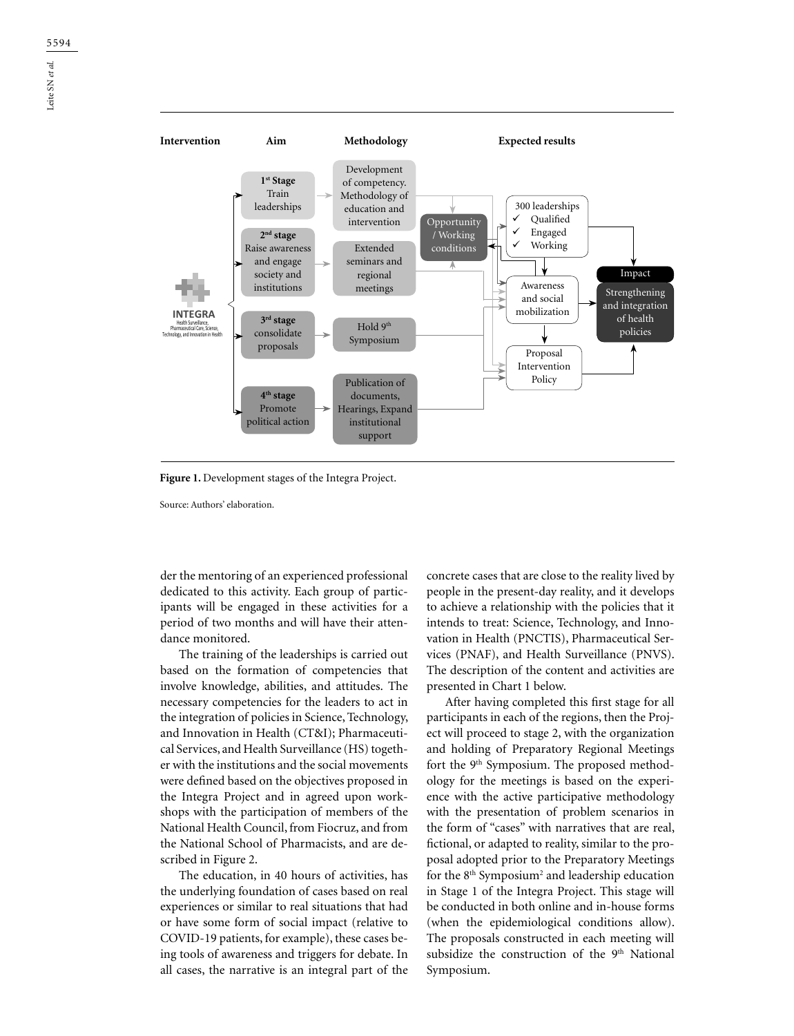Figure 1. Development stages of the Integra Project.

Source: Authors' elaboration.

der the mentoring of an experienced professional dedicated to this activity. Each group of participants will be engaged in these activities for a period of two months and will have their attendance monitored.

The training of the leaderships is carried out based on the formation of competencies that involve knowledge, abilities, and attitudes. The necessary competencies for the leaders to act in the integration of policies in Science, Technology, and Innovation in Health (CT&I); Pharmaceutical Services, and Health Surveillance (HS) together with the institutions and the social movements were defined based on the objectives proposed in the Integra Project and in agreed upon workshops with the participation of members of the National Health Council, from Fiocruz, and from the National School of Pharmacists, and are described in Figure 2.

The education, in 40 hours of activities, has the underlying foundation of cases based on real experiences or similar to real situations that had or have some form of social impact (relative to COVID-19 patients, for example), these cases being tools of awareness and triggers for debate. In all cases, the narrative is an integral part of the concrete cases that are close to the reality lived by people in the present-day reality, and it develops to achieve a relationship with the policies that it intends to treat: Science, Technology, and Innovation in Health (PNCTIS), Pharmaceutical Services (PNAF), and Health Surveillance (PNVS). The description of the content and activities are presented in Chart 1 below.

After having completed this first stage for all participants in each of the regions, then the Project will proceed to stage 2, with the organization and holding of Preparatory Regional Meetings fort the 9th Symposium. The proposed methodology for the meetings is based on the experience with the active participative methodology with the presentation of problem scenarios in the form of "cases" with narratives that are real, fictional, or adapted to reality, similar to the proposal adopted prior to the Preparatory Meetings for the 8th Symposium[2] and leadership education in Stage 1 of the Integra Project. This stage will be conducted in both online and in-house forms (when the epidemiological conditions allow). The proposals constructed in each meeting will subsidize the construction of the 9th National Symposium.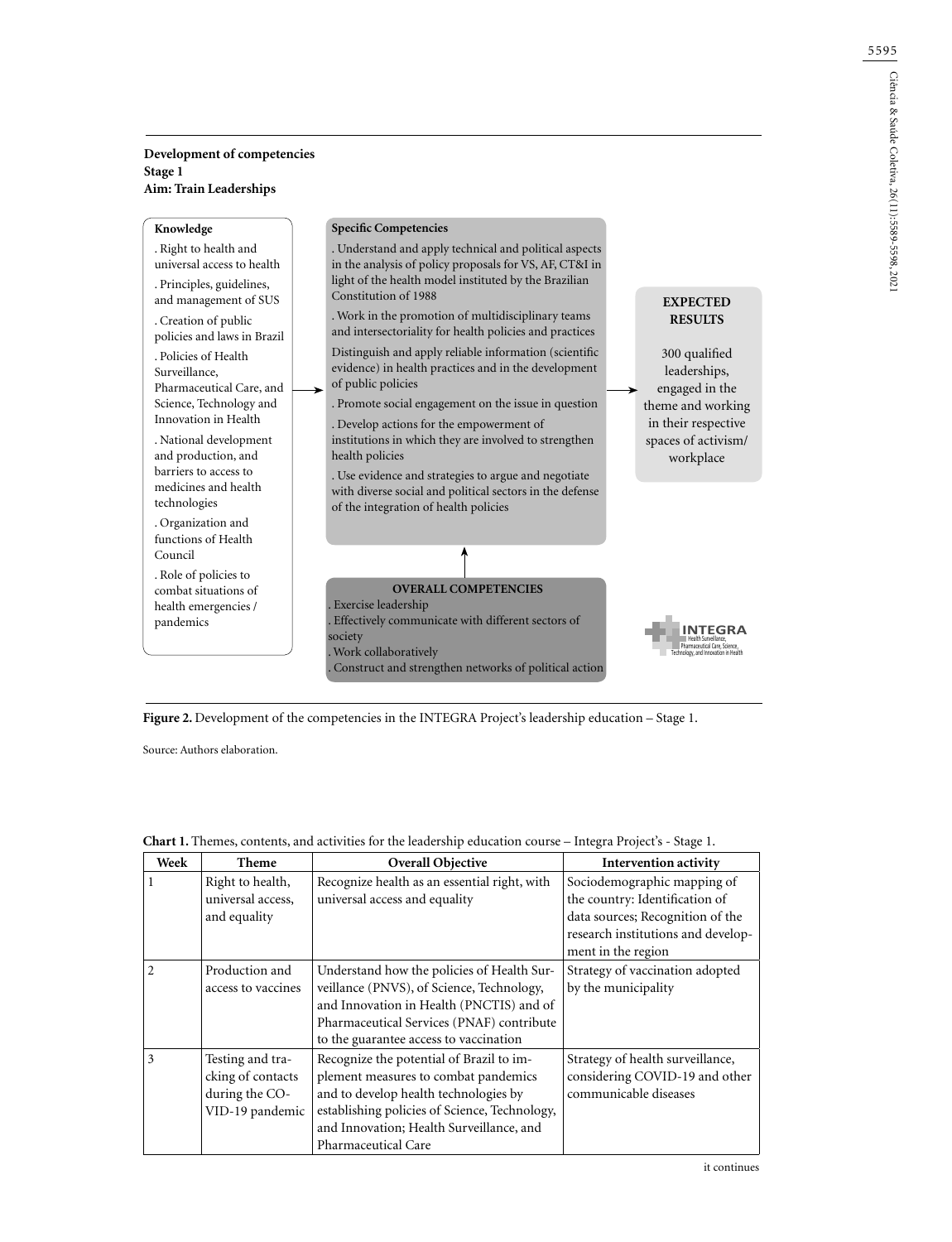**Development of competencies**
**Stage 1**
**Aim: Train Leaderships**

**Knowledge**

. Right to health and universal access to health

. Principles, guidelines, and management of SUS

. Creation of public policies and laws in Brazil

. Policies of Health Surveillance, Pharmaceutical Care, and Science, Technology and Innovation in Health

. National development and production, and barriers to access to medicines and health technologies

. Organization and functions of Health Council

. Role of policies to combat situations of health emergencies / pandemics

**Specific Competencies**

. Understand and apply technical and political aspects in the analysis of policy proposals for VS, AF, CT&I in light of the health model instituted by the Brazilian Constitution of 1988

. Work in the promotion of multidisciplinary teams and intersectoriality for health policies and practices

Distinguish and apply reliable information (scientific evidence) in health practices and in the development of public policies

. Promote social engagement on the issue in question

. Develop actions for the empowerment of institutions in which they are involved to strengthen health policies

. Use evidence and strategies to argue and negotiate with diverse social and political sectors in the defense of the integration of health policies

**EXPECTED RESULTS**

300 qualified leaderships, engaged in the theme and working in their respective spaces of activism/ workplace

**OVERALL COMPETENCIES**

. Exercise leadership

. Effectively communicate with different sectors of society

. Work collaboratively

. Construct and strengthen networks of political action

INTEGRA Health Surveillance, Pharmaceutical Care, Science, Technology, and Innovation in Health

**Figure 2.** Development of the competencies in the INTEGRA Project's leadership education – Stage 1.

Source: Authors elaboration.

**Chart 1.** Themes, contents, and activities for the leadership education course – Integra Project's - Stage 1.

| Week | Theme | Overall Objective | Intervention activity |
|---|---|---|---|
| 1 | Right to health, universal access, and equality | Recognize health as an essential right, with universal access and equality | Sociodemographic mapping of the country: Identification of data sources; Recognition of the research institutions and development in the region |
| 2 | Production and access to vaccines | Understand how the policies of Health Surveillance (PNVS), of Science, Technology, and Innovation in Health (PNCTIS) and of Pharmaceutical Services (PNAF) contribute to the guarantee access to vaccination | Strategy of vaccination adopted by the municipality |
| 3 | Testing and tracking of contacts during the COVID-19 pandemic | Recognize the potential of Brazil to implement measures to combat pandemics and to develop health technologies by establishing policies of Science, Technology, and Innovation; Health Surveillance, and Pharmaceutical Care | Strategy of health surveillance, considering COVID-19 and other communicable diseases |

it continues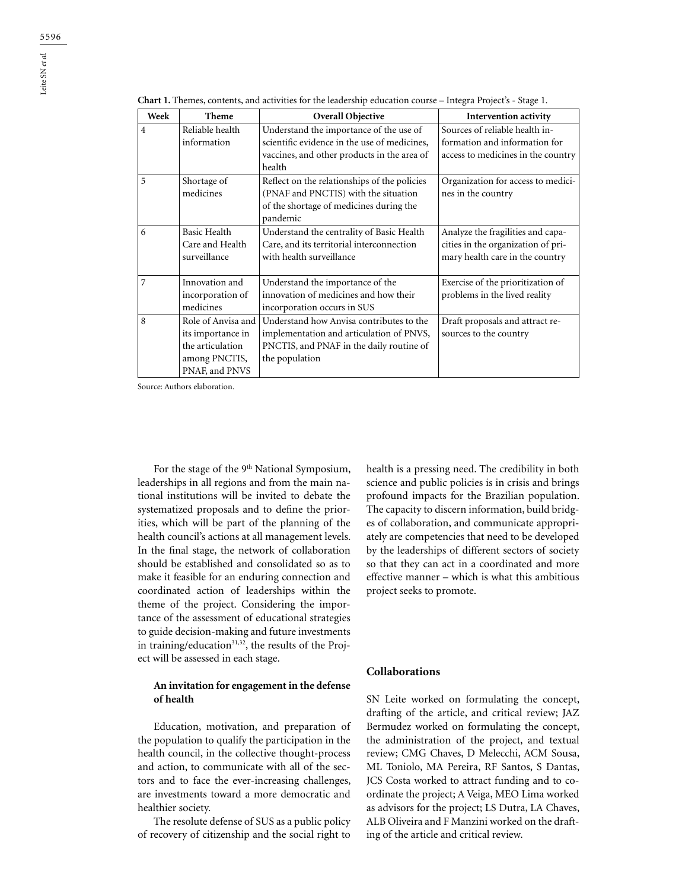**Chart 1.** Themes, contents, and activities for the leadership education course – Integra Project's - Stage 1.

| Week | Theme | Overall Objective | Intervention activity |
|---|---|---|---|
| 4 | Reliable health information | Understand the importance of the use of scientific evidence in the use of medicines, vaccines, and other products in the area of health | Sources of reliable health information and information for access to medicines in the country |
| 5 | Shortage of medicines | Reflect on the relationships of the policies (PNAF and PNCTIS) with the situation of the shortage of medicines during the pandemic | Organization for access to medicines in the country |
| 6 | Basic Health Care and Health surveillance | Understand the centrality of Basic Health Care, and its territorial interconnection with health surveillance | Analyze the fragilities and capacities in the organization of primary health care in the country |
| 7 | Innovation and incorporation of medicines | Understand the importance of the innovation of medicines and how their incorporation occurs in SUS | Exercise of the prioritization of problems in the lived reality |
| 8 | Role of Anvisa and its importance in the articulation among PNCTIS, PNAF, and PNVS | Understand how Anvisa contributes to the implementation and articulation of PNVS, PNCTIS, and PNAF in the daily routine of the population | Draft proposals and attract resources to the country |

Source: Authors elaboration.

For the stage of the 9th National Symposium, leaderships in all regions and from the main national institutions will be invited to debate the systematized proposals and to define the priorities, which will be part of the planning of the health council's actions at all management levels. In the final stage, the network of collaboration should be established and consolidated so as to make it feasible for an enduring connection and coordinated action of leaderships within the theme of the project. Considering the importance of the assessment of educational strategies to guide decision-making and future investments in training/education[31,32], the results of the Project will be assessed in each stage.

### An invitation for engagement in the defense of health

Education, motivation, and preparation of the population to qualify the participation in the health council, in the collective thought-process and action, to communicate with all of the sectors and to face the ever-increasing challenges, are investments toward a more democratic and healthier society.

The resolute defense of SUS as a public policy of recovery of citizenship and the social right to health is a pressing need. The credibility in both science and public policies is in crisis and brings profound impacts for the Brazilian population. The capacity to discern information, build bridges of collaboration, and communicate appropriately are competencies that need to be developed by the leaderships of different sectors of society so that they can act in a coordinated and more effective manner – which is what this ambitious project seeks to promote.

## Collaborations

SN Leite worked on formulating the concept, drafting of the article, and critical review; JAZ Bermudez worked on formulating the concept, the administration of the project, and textual review; CMG Chaves, D Melecchi, ACM Sousa, ML Toniolo, MA Pereira, RF Santos, S Dantas, JCS Costa worked to attract funding and to coordinate the project; A Veiga, MEO Lima worked as advisors for the project; LS Dutra, LA Chaves, ALB Oliveira and F Manzini worked on the drafting of the article and critical review.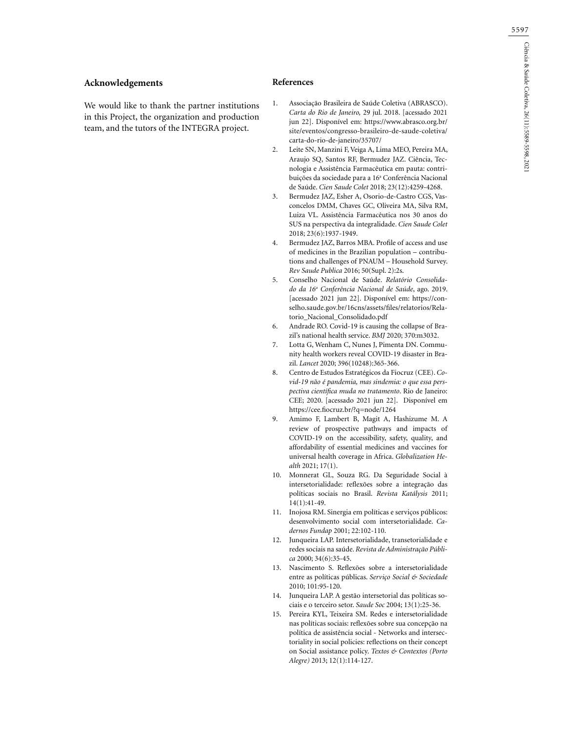## Acknowledgements

We would like to thank the partner institutions in this Project, the organization and production team, and the tutors of the INTEGRA project.

## References

1. Associação Brasileira de Saúde Coletiva (ABRASCO). *Carta do Rio de Janeiro*, 29 jul. 2018. [acessado 2021 jun 22]. Disponível em: https://www.abrasco.org.br/site/eventos/congresso-brasileiro-de-saude-coletiva/carta-do-rio-de-janeiro/35707/
2. Leite SN, Manzini F, Veiga A, Lima MEO, Pereira MA, Araujo SQ, Santos RF, Bermudez JAZ. Ciência, Tecnologia e Assistência Farmacêutica em pauta: contribuições da sociedade para a 16ª Conferência Nacional de Saúde. *Cien Saude Colet* 2018; 23(12):4259-4268.
3. Bermudez JAZ, Esher A, Osorio-de-Castro CGS, Vasconcelos DMM, Chaves GC, Oliveira MA, Silva RM, Luiza VL. Assistência Farmacêutica nos 30 anos do SUS na perspectiva da integralidade. *Cien Saude Colet* 2018; 23(6):1937-1949.
4. Bermudez JAZ, Barros MBA. Profile of access and use of medicines in the Brazilian population – contributions and challenges of PNAUM – Household Survey. *Rev Saude Publica* 2016; 50(Supl. 2):2s.
5. Conselho Nacional de Saúde. *Relatório Consolidado da 16ª Conferência Nacional de Saúde*, ago. 2019. [acessado 2021 jun 22]. Disponível em: https://conselho.saude.gov.br/16cns/assets/files/relatorios/Relatorio_Nacional_Consolidado.pdf
6. Andrade RO. Covid-19 is causing the collapse of Brazil's national health service. *BMJ* 2020; 370:m3032.
7. Lotta G, Wenham C, Nunes J, Pimenta DN. Community health workers reveal COVID-19 disaster in Brazil. *Lancet* 2020; 396(10248):365-366.
8. Centro de Estudos Estratégicos da Fiocruz (CEE). *Covid-19 não é pandemia, mas sindemia: o que essa perspectiva científica muda no tratamento*. Rio de Janeiro: CEE; 2020. [acessado 2021 jun 22]. Disponível em https://cee.fiocruz.br/?q=node/1264
9. Amimo F, Lambert B, Magit A, Hashizume M. A review of prospective pathways and impacts of COVID-19 on the accessibility, safety, quality, and affordability of essential medicines and vaccines for universal health coverage in Africa. *Globalization Health* 2021; 17(1).
10. Monnerat GL, Souza RG. Da Seguridade Social à intersetorialidade: reflexões sobre a integração das políticas sociais no Brasil. *Revista Katálysis* 2011; 14(1):41-49.
11. Inojosa RM. Sinergia em políticas e serviços públicos: desenvolvimento social com intersetorialidade. *Cadernos Fundap* 2001; 22:102-110.
12. Junqueira LAP. Intersetorialidade, transetorialidade e redes sociais na saúde. *Revista de Administração Pública* 2000; 34(6):35-45.
13. Nascimento S. Reflexões sobre a intersetorialidade entre as políticas públicas. *Serviço Social & Sociedade* 2010; 101:95-120.
14. Junqueira LAP. A gestão intersetorial das políticas sociais e o terceiro setor. *Saude Soc* 2004; 13(1):25-36.
15. Pereira KYL, Teixeira SM. Redes e intersetorialidade nas políticas sociais: reflexões sobre sua concepção na política de assistência social - Networks and intersectoriality in social policies: reflections on their concept on Social assistance policy. *Textos & Contextos (Porto Alegre)* 2013; 12(1):114-127.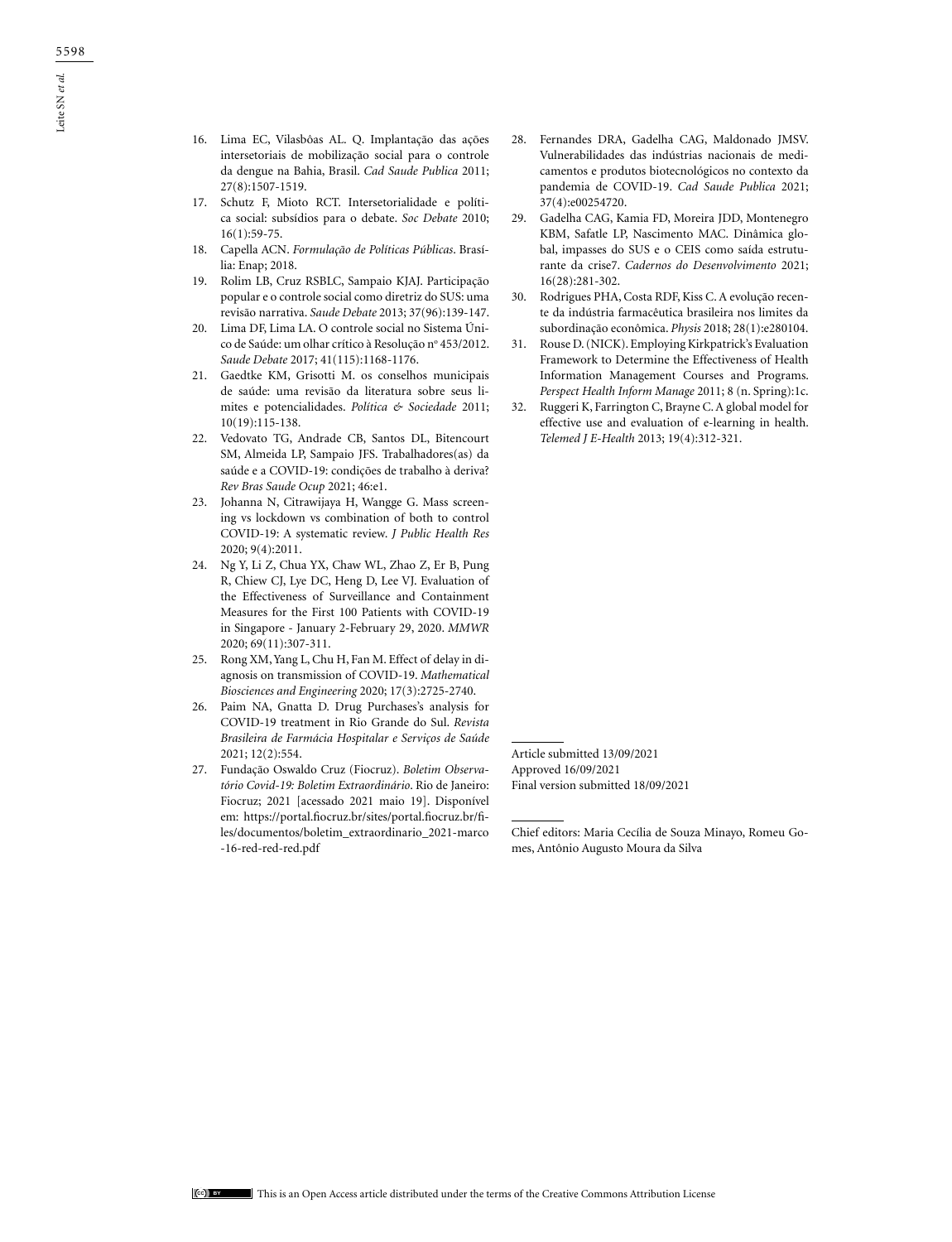16. Lima EC, Vilasbôas AL. Q. Implantação das ações intersetoriais de mobilização social para o controle da dengue na Bahia, Brasil. *Cad Saude Publica* 2011; 27(8):1507-1519.
17. Schutz F, Mioto RCT. Intersetorialidade e política social: subsídios para o debate. *Soc Debate* 2010; 16(1):59-75.
18. Capella ACN. *Formulação de Políticas Públicas*. Brasília: Enap; 2018.
19. Rolim LB, Cruz RSBLC, Sampaio KJAJ. Participação popular e o controle social como diretriz do SUS: uma revisão narrativa. *Saude Debate* 2013; 37(96):139-147.
20. Lima DF, Lima LA. O controle social no Sistema Único de Saúde: um olhar crítico à Resolução nº 453/2012. *Saude Debate* 2017; 41(115):1168-1176.
21. Gaedtke KM, Grisotti M. os conselhos municipais de saúde: uma revisão da literatura sobre seus limites e potencialidades. *Política & Sociedade* 2011; 10(19):115-138.
22. Vedovato TG, Andrade CB, Santos DL, Bitencourt SM, Almeida LP, Sampaio JFS. Trabalhadores(as) da saúde e a COVID-19: condições de trabalho à deriva? *Rev Bras Saude Ocup* 2021; 46:e1.
23. Johanna N, Citrawijaya H, Wangge G. Mass screening vs lockdown vs combination of both to control COVID-19: A systematic review. *J Public Health Res* 2020; 9(4):2011.
24. Ng Y, Li Z, Chua YX, Chaw WL, Zhao Z, Er B, Pung R, Chiew CJ, Lye DC, Heng D, Lee VJ. Evaluation of the Effectiveness of Surveillance and Containment Measures for the First 100 Patients with COVID-19 in Singapore - January 2-February 29, 2020. *MMWR* 2020; 69(11):307-311.
25. Rong XM, Yang L, Chu H, Fan M. Effect of delay in diagnosis on transmission of COVID-19. *Mathematical Biosciences and Engineering* 2020; 17(3):2725-2740.
26. Paim NA, Gnatta D. Drug Purchases's analysis for COVID-19 treatment in Rio Grande do Sul. *Revista Brasileira de Farmácia Hospitalar e Serviços de Saúde* 2021; 12(2):554.
27. Fundação Oswaldo Cruz (Fiocruz). *Boletim Observatório Covid-19: Boletim Extraordinário*. Rio de Janeiro: Fiocruz; 2021 [acessado 2021 maio 19]. Disponível em: https://portal.fiocruz.br/sites/portal.fiocruz.br/files/documentos/boletim_extraordinario_2021-marco-16-red-red-red.pdf
28. Fernandes DRA, Gadelha CAG, Maldonado JMSV. Vulnerabilidades das indústrias nacionais de medicamentos e produtos biotecnológicos no contexto da pandemia de COVID-19. *Cad Saude Publica* 2021; 37(4):e00254720.
29. Gadelha CAG, Kamia FD, Moreira JDD, Montenegro KBM, Safatle LP, Nascimento MAC. Dinâmica global, impasses do SUS e o CEIS como saída estruturante da crise7. *Cadernos do Desenvolvimento* 2021; 16(28):281-302.
30. Rodrigues PHA, Costa RDF, Kiss C. A evolução recente da indústria farmacêutica brasileira nos limites da subordinação econômica. *Physis* 2018; 28(1):e280104.
31. Rouse D. (NICK). Employing Kirkpatrick's Evaluation Framework to Determine the Effectiveness of Health Information Management Courses and Programs. *Perspect Health Inform Manage* 2011; 8 (n. Spring):1c.
32. Ruggeri K, Farrington C, Brayne C. A global model for effective use and evaluation of e-learning in health. *Telemed J E-Health* 2013; 19(4):312-321.

Article submitted 13/09/2021
Approved 16/09/2021
Final version submitted 18/09/2021

Chief editors: Maria Cecília de Souza Minayo, Romeu Gomes, Antônio Augusto Moura da Silva

This is an Open Access article distributed under the terms of the Creative Commons Attribution License